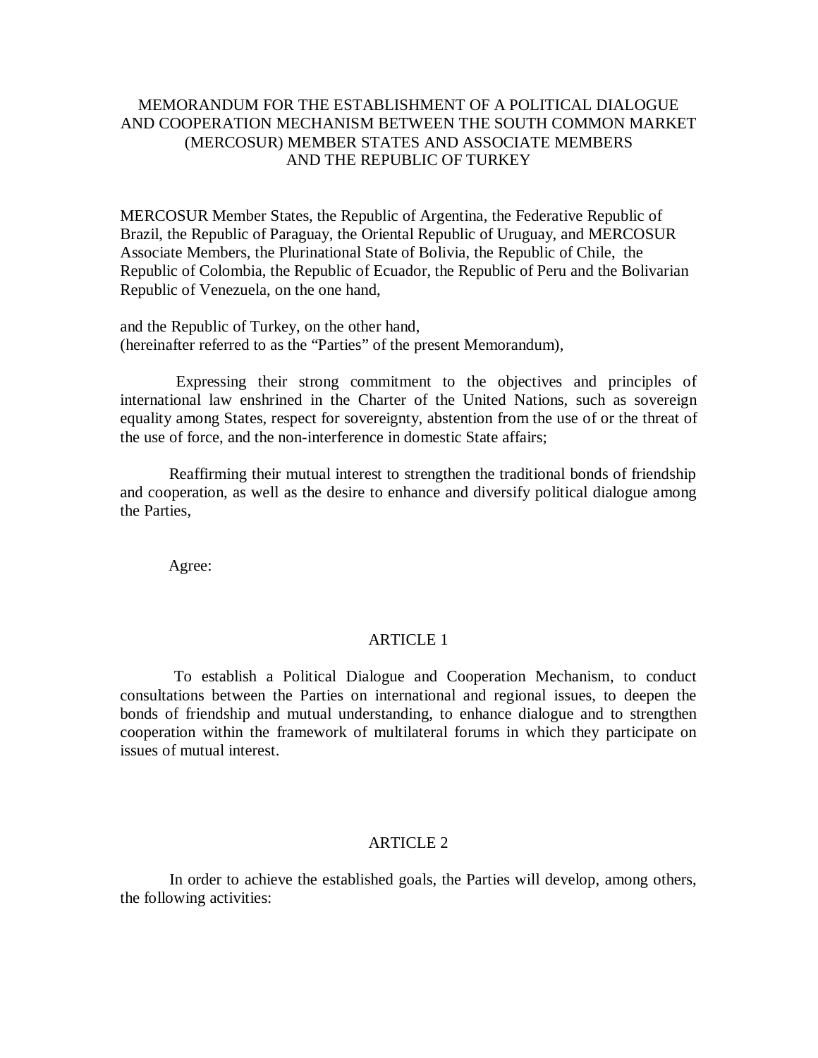# MEMORANDUM FOR THE ESTABLISHMENT OF A POLITICAL DIALOGUE AND COOPERATION MECHANISM BETWEEN THE SOUTH COMMON MARKET (MERCOSUR) MEMBER STATES AND ASSOCIATE MEMBERS AND THE REPUBLIC OF TURKEY

MERCOSUR Member States, the Republic of Argentina, the Federative Republic of Brazil, the Republic of Paraguay, the Oriental Republic of Uruguay, and MERCOSUR Associate Members, the Plurinational State of Bolivia, the Republic of Chile, the Republic of Colombia, the Republic of Ecuador, the Republic of Peru and the Bolivarian Republic of Venezuela, on the one hand,

and the Republic of Turkey, on the other hand,
(hereinafter referred to as the "Parties" of the present Memorandum),

Expressing their strong commitment to the objectives and principles of international law enshrined in the Charter of the United Nations, such as sovereign equality among States, respect for sovereignty, abstention from the use of or the threat of the use of force, and the non-interference in domestic State affairs;

Reaffirming their mutual interest to strengthen the traditional bonds of friendship and cooperation, as well as the desire to enhance and diversify political dialogue among the Parties,

Agree:

## ARTICLE 1

To establish a Political Dialogue and Cooperation Mechanism, to conduct consultations between the Parties on international and regional issues, to deepen the bonds of friendship and mutual understanding, to enhance dialogue and to strengthen cooperation within the framework of multilateral forums in which they participate on issues of mutual interest.

## ARTICLE 2

In order to achieve the established goals, the Parties will develop, among others, the following activities: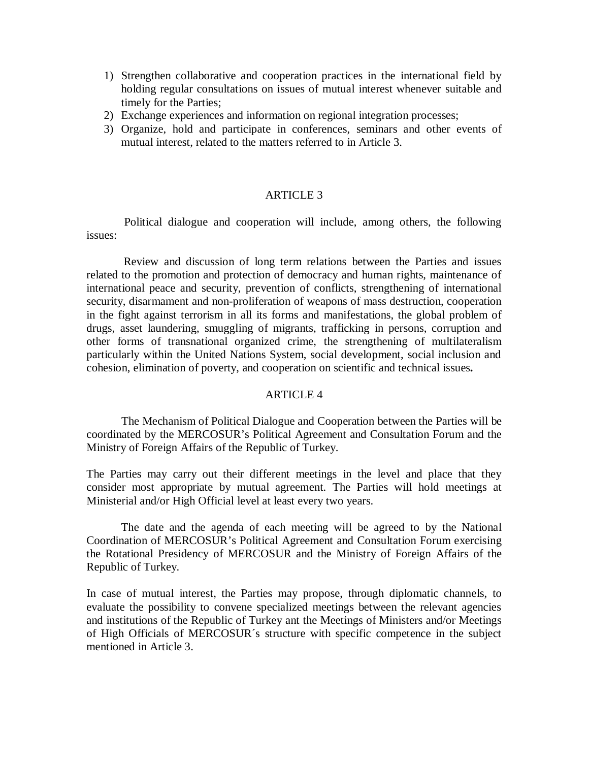1) Strengthen collaborative and cooperation practices in the international field by holding regular consultations on issues of mutual interest whenever suitable and timely for the Parties;
2) Exchange experiences and information on regional integration processes;
3) Organize, hold and participate in conferences, seminars and other events of mutual interest, related to the matters referred to in Article 3.

## ARTICLE 3

Political dialogue and cooperation will include, among others, the following issues:

Review and discussion of long term relations between the Parties and issues related to the promotion and protection of democracy and human rights, maintenance of international peace and security, prevention of conflicts, strengthening of international security, disarmament and non-proliferation of weapons of mass destruction, cooperation in the fight against terrorism in all its forms and manifestations, the global problem of drugs, asset laundering, smuggling of migrants, trafficking in persons, corruption and other forms of transnational organized crime, the strengthening of multilateralism particularly within the United Nations System, social development, social inclusion and cohesion, elimination of poverty, and cooperation on scientific and technical issues**.**

## ARTICLE 4

The Mechanism of Political Dialogue and Cooperation between the Parties will be coordinated by the MERCOSUR's Political Agreement and Consultation Forum and the Ministry of Foreign Affairs of the Republic of Turkey.

The Parties may carry out their different meetings in the level and place that they consider most appropriate by mutual agreement. The Parties will hold meetings at Ministerial and/or High Official level at least every two years.

The date and the agenda of each meeting will be agreed to by the National Coordination of MERCOSUR's Political Agreement and Consultation Forum exercising the Rotational Presidency of MERCOSUR and the Ministry of Foreign Affairs of the Republic of Turkey.

In case of mutual interest, the Parties may propose, through diplomatic channels, to evaluate the possibility to convene specialized meetings between the relevant agencies and institutions of the Republic of Turkey ant the Meetings of Ministers and/or Meetings of High Officials of MERCOSUR´s structure with specific competence in the subject mentioned in Article 3.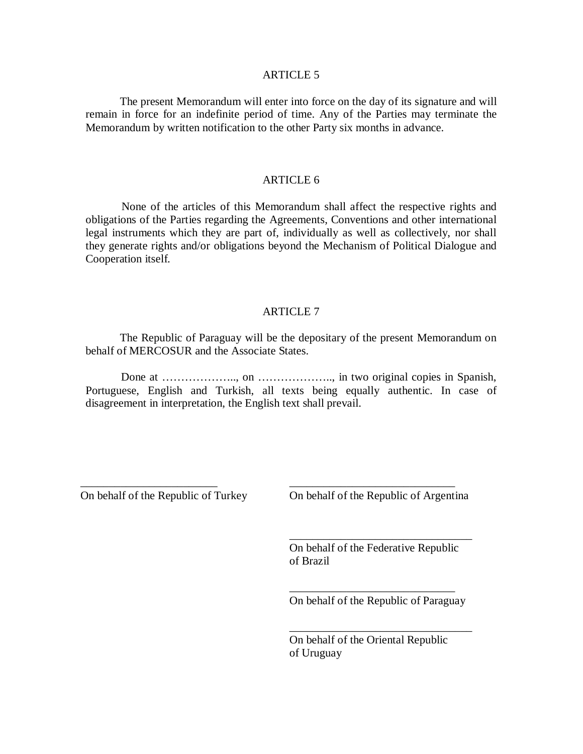## ARTICLE 5

The present Memorandum will enter into force on the day of its signature and will remain in force for an indefinite period of time. Any of the Parties may terminate the Memorandum by written notification to the other Party six months in advance.

## ARTICLE 6

None of the articles of this Memorandum shall affect the respective rights and obligations of the Parties regarding the Agreements, Conventions and other international legal instruments which they are part of, individually as well as collectively, nor shall they generate rights and/or obligations beyond the Mechanism of Political Dialogue and Cooperation itself.

## ARTICLE 7

The Republic of Paraguay will be the depositary of the present Memorandum on behalf of MERCOSUR and the Associate States.

Done at ……………….., on ……………….., in two original copies in Spanish, Portuguese, English and Turkish, all texts being equally authentic. In case of disagreement in interpretation, the English text shall prevail.

________________________
On behalf of the Republic of Turkey

________________________
On behalf of the Republic of Argentina

________________________
On behalf of the Federative Republic of Brazil

________________________
On behalf of the Republic of Paraguay

________________________
On behalf of the Oriental Republic of Uruguay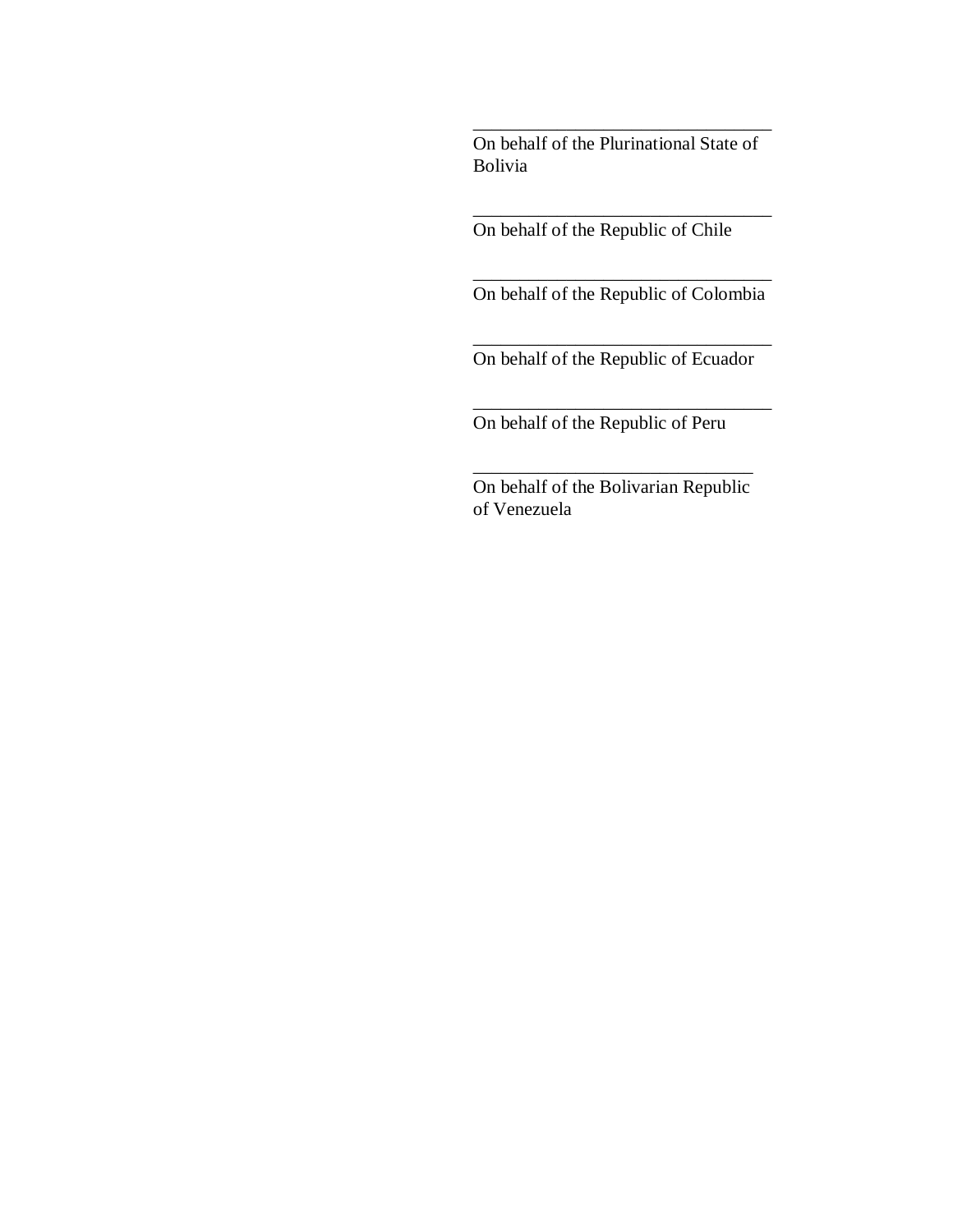\_\_\_\_\_\_\_\_\_\_\_\_\_\_\_\_\_\_\_\_\_\_\_\_\_\_\_\_\_\_\_\_
On behalf of the Plurinational State of Bolivia

\_\_\_\_\_\_\_\_\_\_\_\_\_\_\_\_\_\_\_\_\_\_\_\_\_\_\_\_\_\_\_\_
On behalf of the Republic of Chile

\_\_\_\_\_\_\_\_\_\_\_\_\_\_\_\_\_\_\_\_\_\_\_\_\_\_\_\_\_\_\_\_
On behalf of the Republic of Colombia

\_\_\_\_\_\_\_\_\_\_\_\_\_\_\_\_\_\_\_\_\_\_\_\_\_\_\_\_\_\_\_\_
On behalf of the Republic of Ecuador

\_\_\_\_\_\_\_\_\_\_\_\_\_\_\_\_\_\_\_\_\_\_\_\_\_\_\_\_\_\_\_\_
On behalf of the Republic of Peru

\_\_\_\_\_\_\_\_\_\_\_\_\_\_\_\_\_\_\_\_\_\_\_\_\_\_\_\_\_\_
On behalf of the Bolivarian Republic of Venezuela